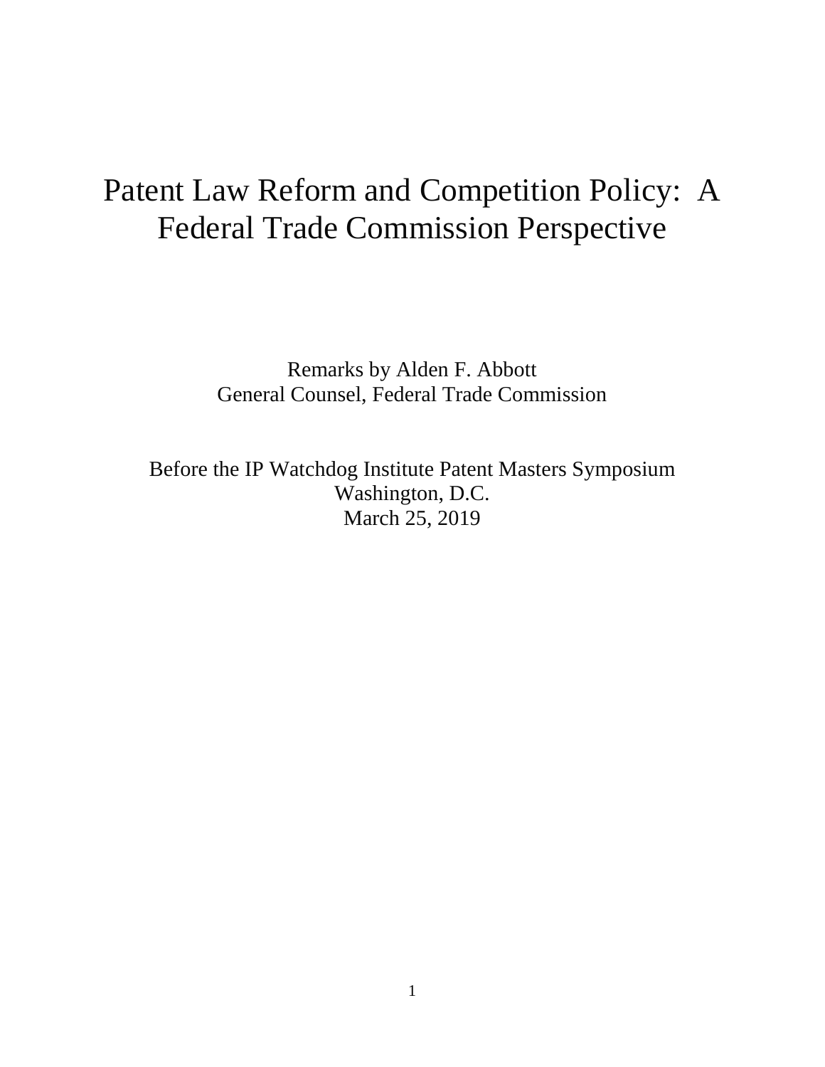# Patent Law Reform and Competition Policy: A Federal Trade Commission Perspective

Remarks by Alden F. Abbott
General Counsel, Federal Trade Commission

Before the IP Watchdog Institute Patent Masters Symposium
Washington, D.C.
March 25, 2019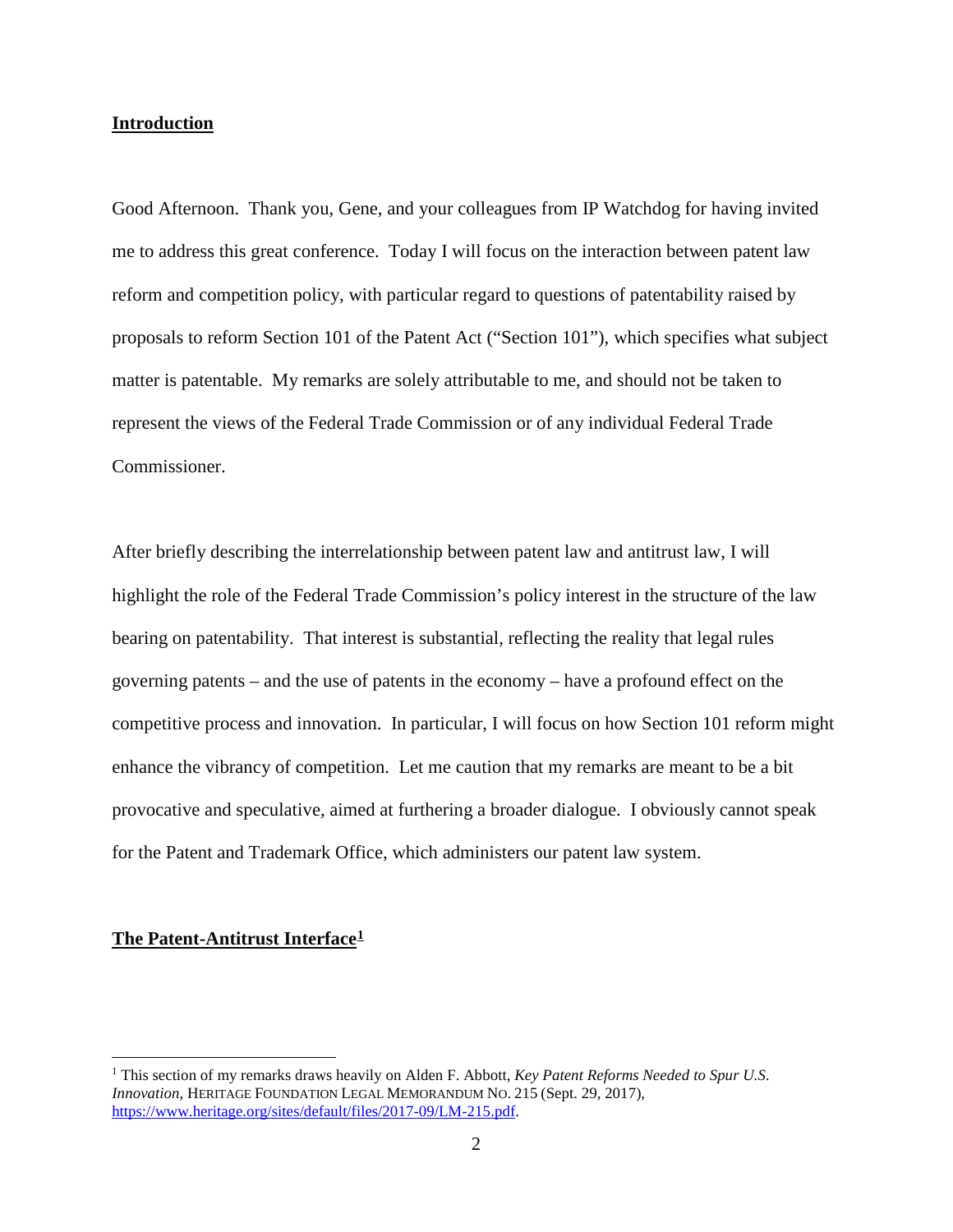## Introduction

Good Afternoon. Thank you, Gene, and your colleagues from IP Watchdog for having invited me to address this great conference. Today I will focus on the interaction between patent law reform and competition policy, with particular regard to questions of patentability raised by proposals to reform Section 101 of the Patent Act ("Section 101"), which specifies what subject matter is patentable. My remarks are solely attributable to me, and should not be taken to represent the views of the Federal Trade Commission or of any individual Federal Trade Commissioner.

After briefly describing the interrelationship between patent law and antitrust law, I will highlight the role of the Federal Trade Commission's policy interest in the structure of the law bearing on patentability. That interest is substantial, reflecting the reality that legal rules governing patents – and the use of patents in the economy – have a profound effect on the competitive process and innovation. In particular, I will focus on how Section 101 reform might enhance the vibrancy of competition. Let me caution that my remarks are meant to be a bit provocative and speculative, aimed at furthering a broader dialogue. I obviously cannot speak for the Patent and Trademark Office, which administers our patent law system.

## The Patent-Antitrust Interface[1]

[1] This section of my remarks draws heavily on Alden F. Abbott, *Key Patent Reforms Needed to Spur U.S. Innovation*, HERITAGE FOUNDATION LEGAL MEMORANDUM NO. 215 (Sept. 29, 2017), https://www.heritage.org/sites/default/files/2017-09/LM-215.pdf.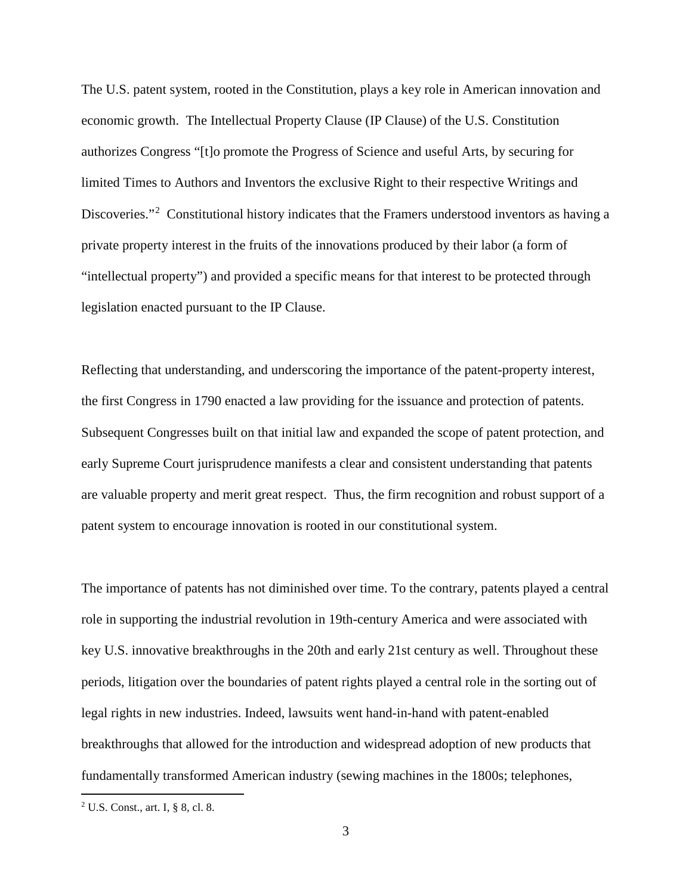The U.S. patent system, rooted in the Constitution, plays a key role in American innovation and economic growth. The Intellectual Property Clause (IP Clause) of the U.S. Constitution authorizes Congress "[t]o promote the Progress of Science and useful Arts, by securing for limited Times to Authors and Inventors the exclusive Right to their respective Writings and Discoveries."[2] Constitutional history indicates that the Framers understood inventors as having a private property interest in the fruits of the innovations produced by their labor (a form of "intellectual property") and provided a specific means for that interest to be protected through legislation enacted pursuant to the IP Clause.

Reflecting that understanding, and underscoring the importance of the patent-property interest, the first Congress in 1790 enacted a law providing for the issuance and protection of patents. Subsequent Congresses built on that initial law and expanded the scope of patent protection, and early Supreme Court jurisprudence manifests a clear and consistent understanding that patents are valuable property and merit great respect. Thus, the firm recognition and robust support of a patent system to encourage innovation is rooted in our constitutional system.

The importance of patents has not diminished over time. To the contrary, patents played a central role in supporting the industrial revolution in 19th-century America and were associated with key U.S. innovative breakthroughs in the 20th and early 21st century as well. Throughout these periods, litigation over the boundaries of patent rights played a central role in the sorting out of legal rights in new industries. Indeed, lawsuits went hand-in-hand with patent-enabled breakthroughs that allowed for the introduction and widespread adoption of new products that fundamentally transformed American industry (sewing machines in the 1800s; telephones,

[2] U.S. Const., art. I, § 8, cl. 8.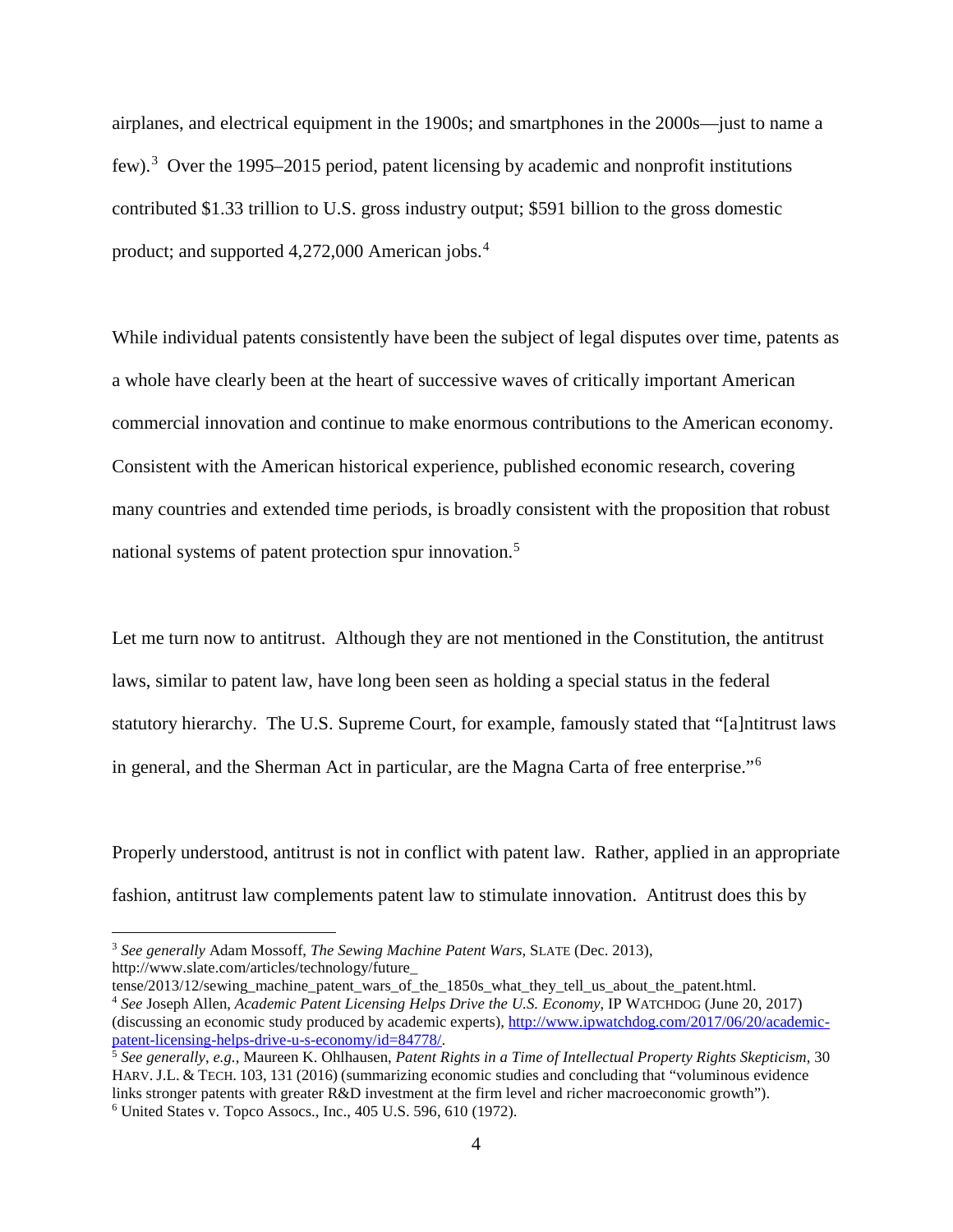airplanes, and electrical equipment in the 1900s; and smartphones in the 2000s—just to name a few).[3] Over the 1995–2015 period, patent licensing by academic and nonprofit institutions contributed $1.33 trillion to U.S. gross industry output; $591 billion to the gross domestic product; and supported 4,272,000 American jobs.[4]

While individual patents consistently have been the subject of legal disputes over time, patents as a whole have clearly been at the heart of successive waves of critically important American commercial innovation and continue to make enormous contributions to the American economy. Consistent with the American historical experience, published economic research, covering many countries and extended time periods, is broadly consistent with the proposition that robust national systems of patent protection spur innovation.[5]

Let me turn now to antitrust. Although they are not mentioned in the Constitution, the antitrust laws, similar to patent law, have long been seen as holding a special status in the federal statutory hierarchy. The U.S. Supreme Court, for example, famously stated that "[a]ntitrust laws in general, and the Sherman Act in particular, are the Magna Carta of free enterprise."[6]

Properly understood, antitrust is not in conflict with patent law. Rather, applied in an appropriate fashion, antitrust law complements patent law to stimulate innovation. Antitrust does this by

---

[3] *See generally* Adam Mossoff, *The Sewing Machine Patent Wars*, SLATE (Dec. 2013), http://www.slate.com/articles/technology/future_tense/2013/12/sewing_machine_patent_wars_of_the_1850s_what_they_tell_us_about_the_patent.html.

[4] *See* Joseph Allen, *Academic Patent Licensing Helps Drive the U.S. Economy*, IP WATCHDOG (June 20, 2017) (discussing an economic study produced by academic experts), http://www.ipwatchdog.com/2017/06/20/academic-patent-licensing-helps-drive-u-s-economy/id=84778/.

[5] *See generally, e.g.*, Maureen K. Ohlhausen, *Patent Rights in a Time of Intellectual Property Rights Skepticism*, 30 HARV. J.L. & TECH. 103, 131 (2016) (summarizing economic studies and concluding that "voluminous evidence links stronger patents with greater R&D investment at the firm level and richer macroeconomic growth").

[6] United States v. Topco Assocs., Inc., 405 U.S. 596, 610 (1972).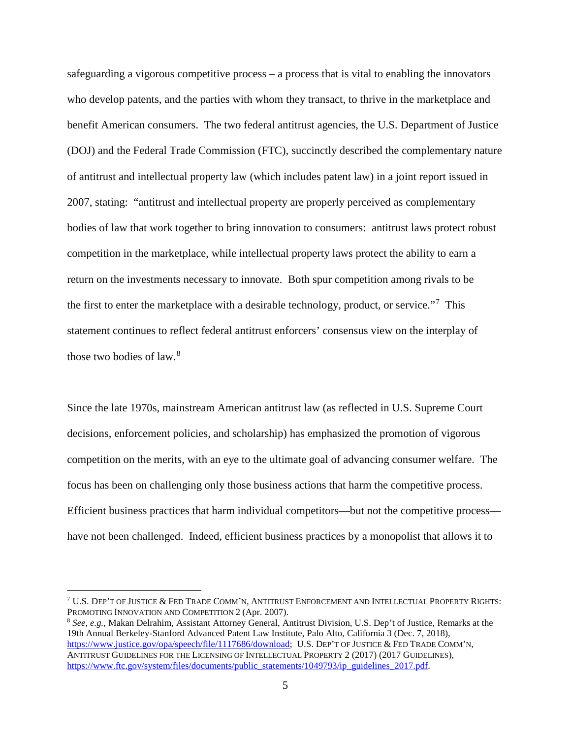safeguarding a vigorous competitive process – a process that is vital to enabling the innovators who develop patents, and the parties with whom they transact, to thrive in the marketplace and benefit American consumers. The two federal antitrust agencies, the U.S. Department of Justice (DOJ) and the Federal Trade Commission (FTC), succinctly described the complementary nature of antitrust and intellectual property law (which includes patent law) in a joint report issued in 2007, stating: "antitrust and intellectual property are properly perceived as complementary bodies of law that work together to bring innovation to consumers: antitrust laws protect robust competition in the marketplace, while intellectual property laws protect the ability to earn a return on the investments necessary to innovate. Both spur competition among rivals to be the first to enter the marketplace with a desirable technology, product, or service."[7] This statement continues to reflect federal antitrust enforcers' consensus view on the interplay of those two bodies of law.[8]

Since the late 1970s, mainstream American antitrust law (as reflected in U.S. Supreme Court decisions, enforcement policies, and scholarship) has emphasized the promotion of vigorous competition on the merits, with an eye to the ultimate goal of advancing consumer welfare. The focus has been on challenging only those business actions that harm the competitive process. Efficient business practices that harm individual competitors—but not the competitive process—have not been challenged. Indeed, efficient business practices by a monopolist that allows it to

---

[7] U.S. DEP'T OF JUSTICE & FED TRADE COMM'N, ANTITRUST ENFORCEMENT AND INTELLECTUAL PROPERTY RIGHTS: PROMOTING INNOVATION AND COMPETITION 2 (Apr. 2007).

[8] *See, e.g.*, Makan Delrahim, Assistant Attorney General, Antitrust Division, U.S. Dep't of Justice, Remarks at the 19th Annual Berkeley-Stanford Advanced Patent Law Institute, Palo Alto, California 3 (Dec. 7, 2018), https://www.justice.gov/opa/speech/file/1117686/download; U.S. DEP'T OF JUSTICE & FED TRADE COMM'N, ANTITRUST GUIDELINES FOR THE LICENSING OF INTELLECTUAL PROPERTY 2 (2017) (2017 GUIDELINES), https://www.ftc.gov/system/files/documents/public_statements/1049793/ip_guidelines_2017.pdf.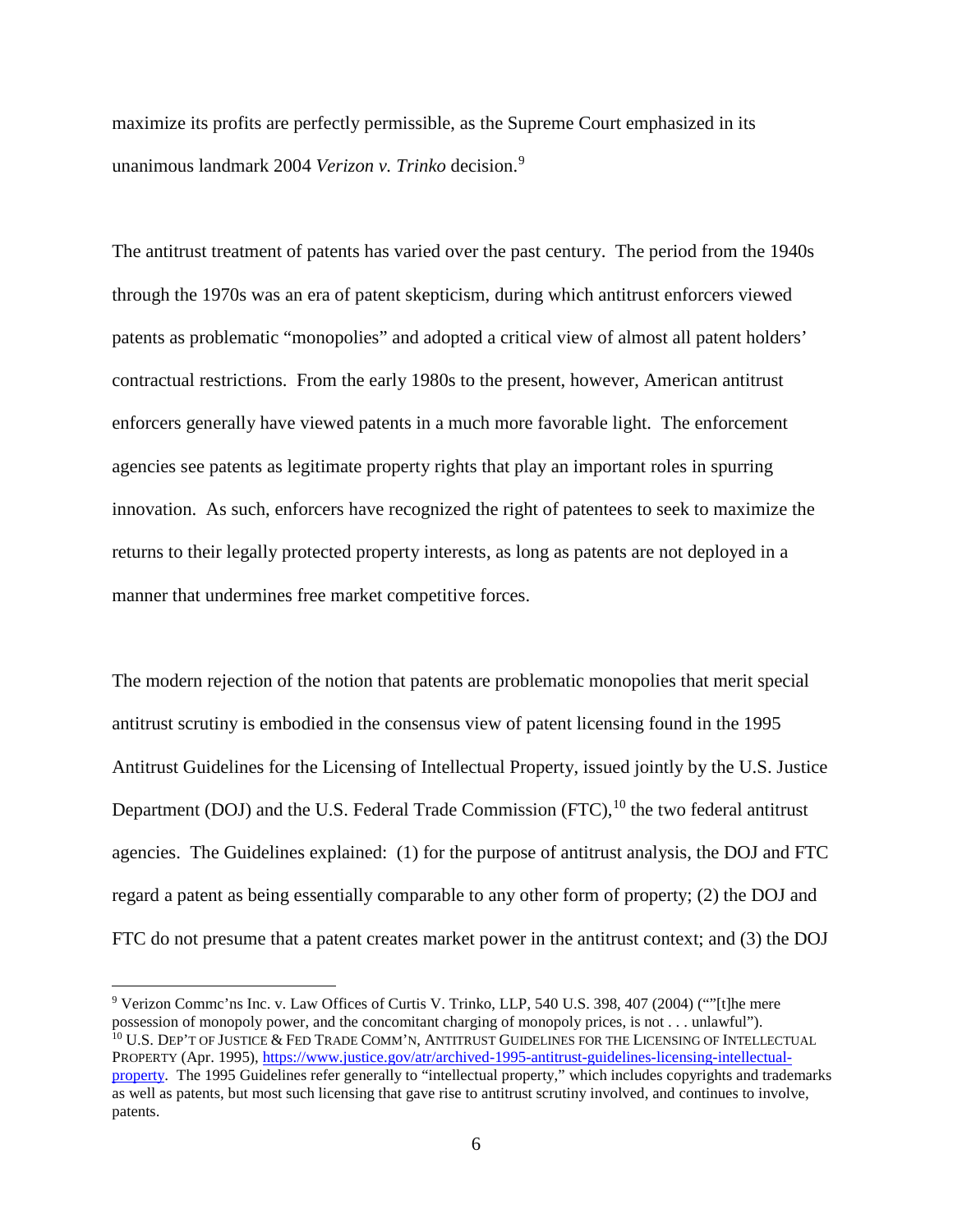maximize its profits are perfectly permissible, as the Supreme Court emphasized in its unanimous landmark 2004 *Verizon v. Trinko* decision.[9]

The antitrust treatment of patents has varied over the past century. The period from the 1940s through the 1970s was an era of patent skepticism, during which antitrust enforcers viewed patents as problematic "monopolies" and adopted a critical view of almost all patent holders' contractual restrictions. From the early 1980s to the present, however, American antitrust enforcers generally have viewed patents in a much more favorable light. The enforcement agencies see patents as legitimate property rights that play an important roles in spurring innovation. As such, enforcers have recognized the right of patentees to seek to maximize the returns to their legally protected property interests, as long as patents are not deployed in a manner that undermines free market competitive forces.

The modern rejection of the notion that patents are problematic monopolies that merit special antitrust scrutiny is embodied in the consensus view of patent licensing found in the 1995 Antitrust Guidelines for the Licensing of Intellectual Property, issued jointly by the U.S. Justice Department (DOJ) and the U.S. Federal Trade Commission (FTC),[10] the two federal antitrust agencies. The Guidelines explained: (1) for the purpose of antitrust analysis, the DOJ and FTC regard a patent as being essentially comparable to any other form of property; (2) the DOJ and FTC do not presume that a patent creates market power in the antitrust context; and (3) the DOJ

---

[9] Verizon Commc'ns Inc. v. Law Offices of Curtis V. Trinko, LLP, 540 U.S. 398, 407 (2004) (""[t]he mere possession of monopoly power, and the concomitant charging of monopoly prices, is not . . . unlawful").

[10] U.S. DEP'T OF JUSTICE & FED TRADE COMM'N, ANTITRUST GUIDELINES FOR THE LICENSING OF INTELLECTUAL PROPERTY (Apr. 1995), https://www.justice.gov/atr/archived-1995-antitrust-guidelines-licensing-intellectual-property. The 1995 Guidelines refer generally to "intellectual property," which includes copyrights and trademarks as well as patents, but most such licensing that gave rise to antitrust scrutiny involved, and continues to involve, patents.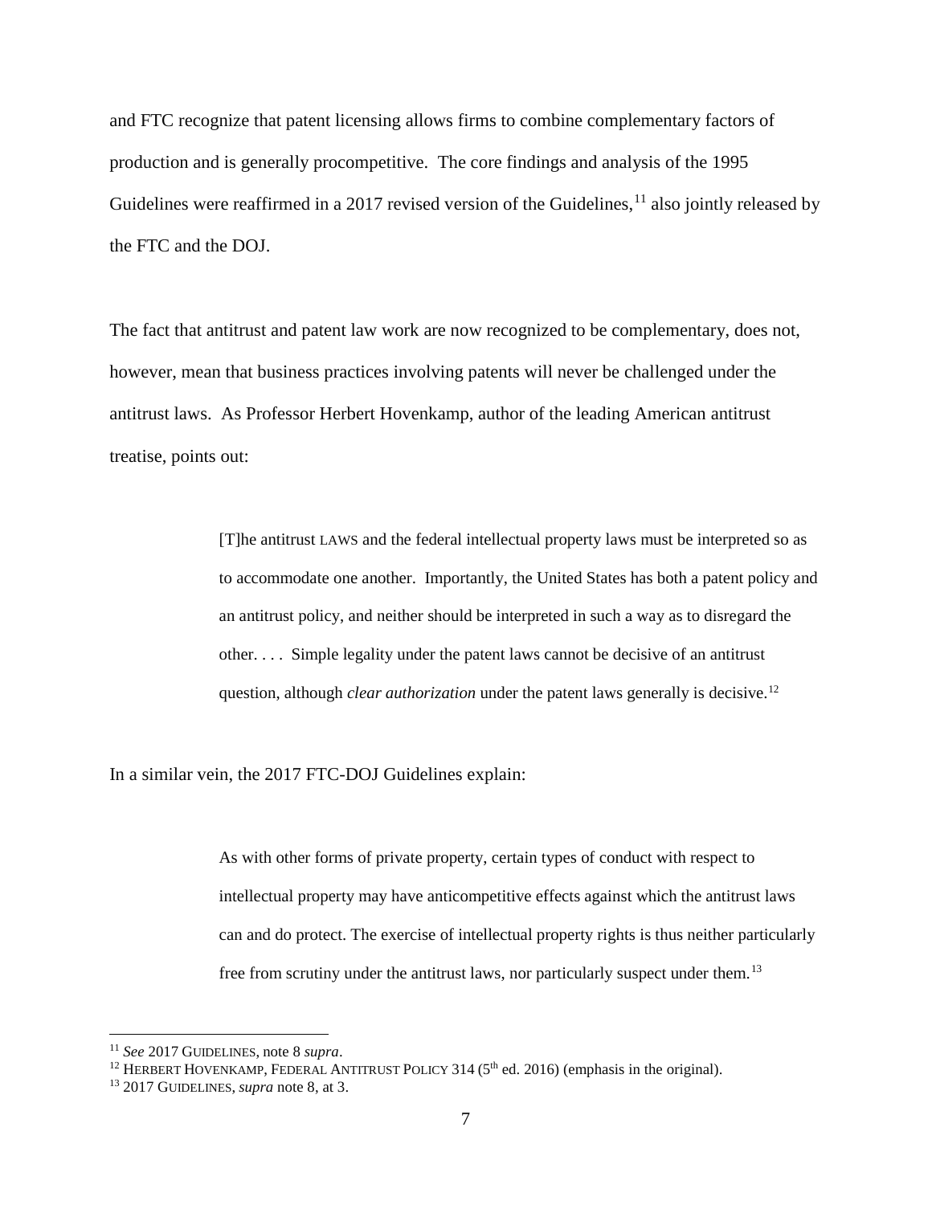and FTC recognize that patent licensing allows firms to combine complementary factors of production and is generally procompetitive. The core findings and analysis of the 1995 Guidelines were reaffirmed in a 2017 revised version of the Guidelines,[11] also jointly released by the FTC and the DOJ.

The fact that antitrust and patent law work are now recognized to be complementary, does not, however, mean that business practices involving patents will never be challenged under the antitrust laws. As Professor Herbert Hovenkamp, author of the leading American antitrust treatise, points out:

> [T]he antitrust LAWS and the federal intellectual property laws must be interpreted so as to accommodate one another. Importantly, the United States has both a patent policy and an antitrust policy, and neither should be interpreted in such a way as to disregard the other. . . . Simple legality under the patent laws cannot be decisive of an antitrust question, although *clear authorization* under the patent laws generally is decisive.[12]

In a similar vein, the 2017 FTC-DOJ Guidelines explain:

> As with other forms of private property, certain types of conduct with respect to intellectual property may have anticompetitive effects against which the antitrust laws can and do protect. The exercise of intellectual property rights is thus neither particularly free from scrutiny under the antitrust laws, nor particularly suspect under them.[13]

---

[11] *See* 2017 GUIDELINES, note 8 *supra*.

[12] HERBERT HOVENKAMP, FEDERAL ANTITRUST POLICY 314 (5th ed. 2016) (emphasis in the original).

[13] 2017 GUIDELINES, *supra* note 8, at 3.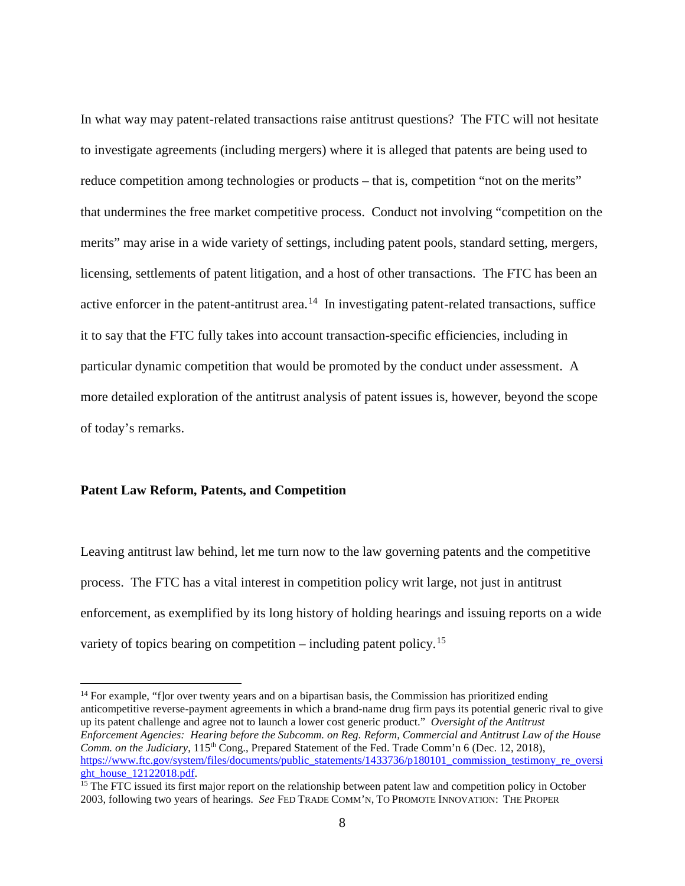In what way may patent-related transactions raise antitrust questions? The FTC will not hesitate to investigate agreements (including mergers) where it is alleged that patents are being used to reduce competition among technologies or products – that is, competition "not on the merits" that undermines the free market competitive process. Conduct not involving "competition on the merits" may arise in a wide variety of settings, including patent pools, standard setting, mergers, licensing, settlements of patent litigation, and a host of other transactions. The FTC has been an active enforcer in the patent-antitrust area.[14] In investigating patent-related transactions, suffice it to say that the FTC fully takes into account transaction-specific efficiencies, including in particular dynamic competition that would be promoted by the conduct under assessment. A more detailed exploration of the antitrust analysis of patent issues is, however, beyond the scope of today's remarks.

**Patent Law Reform, Patents, and Competition**

Leaving antitrust law behind, let me turn now to the law governing patents and the competitive process. The FTC has a vital interest in competition policy writ large, not just in antitrust enforcement, as exemplified by its long history of holding hearings and issuing reports on a wide variety of topics bearing on competition – including patent policy.[15]

---

[14] For example, "f]or over twenty years and on a bipartisan basis, the Commission has prioritized ending anticompetitive reverse-payment agreements in which a brand-name drug firm pays its potential generic rival to give up its patent challenge and agree not to launch a lower cost generic product." *Oversight of the Antitrust Enforcement Agencies: Hearing before the Subcomm. on Reg. Reform, Commercial and Antitrust Law of the House Comm. on the Judiciary*, 115th Cong., Prepared Statement of the Fed. Trade Comm'n 6 (Dec. 12, 2018), https://www.ftc.gov/system/files/documents/public_statements/1433736/p180101_commission_testimony_re_oversight_house_12122018.pdf.

[15] The FTC issued its first major report on the relationship between patent law and competition policy in October 2003, following two years of hearings. *See* FED TRADE COMM'N, TO PROMOTE INNOVATION: THE PROPER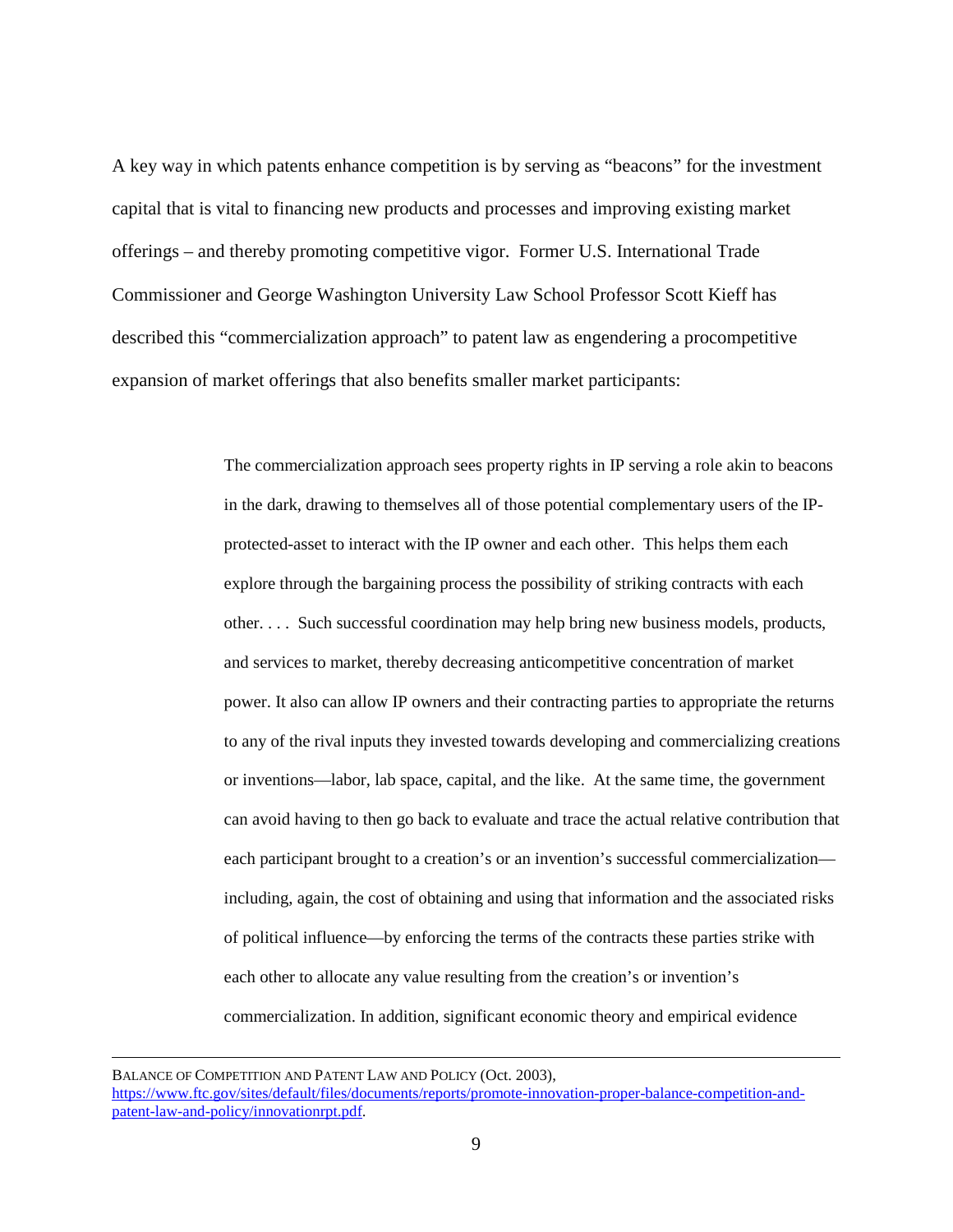A key way in which patents enhance competition is by serving as "beacons" for the investment capital that is vital to financing new products and processes and improving existing market offerings – and thereby promoting competitive vigor. Former U.S. International Trade Commissioner and George Washington University Law School Professor Scott Kieff has described this "commercialization approach" to patent law as engendering a procompetitive expansion of market offerings that also benefits smaller market participants:

> The commercialization approach sees property rights in IP serving a role akin to beacons in the dark, drawing to themselves all of those potential complementary users of the IP-protected-asset to interact with the IP owner and each other. This helps them each explore through the bargaining process the possibility of striking contracts with each other. . . . Such successful coordination may help bring new business models, products, and services to market, thereby decreasing anticompetitive concentration of market power. It also can allow IP owners and their contracting parties to appropriate the returns to any of the rival inputs they invested towards developing and commercializing creations or inventions—labor, lab space, capital, and the like. At the same time, the government can avoid having to then go back to evaluate and trace the actual relative contribution that each participant brought to a creation's or an invention's successful commercialization—including, again, the cost of obtaining and using that information and the associated risks of political influence—by enforcing the terms of the contracts these parties strike with each other to allocate any value resulting from the creation's or invention's commercialization. In addition, significant economic theory and empirical evidence

---

BALANCE OF COMPETITION AND PATENT LAW AND POLICY (Oct. 2003), https://www.ftc.gov/sites/default/files/documents/reports/promote-innovation-proper-balance-competition-and-patent-law-and-policy/innovationrpt.pdf.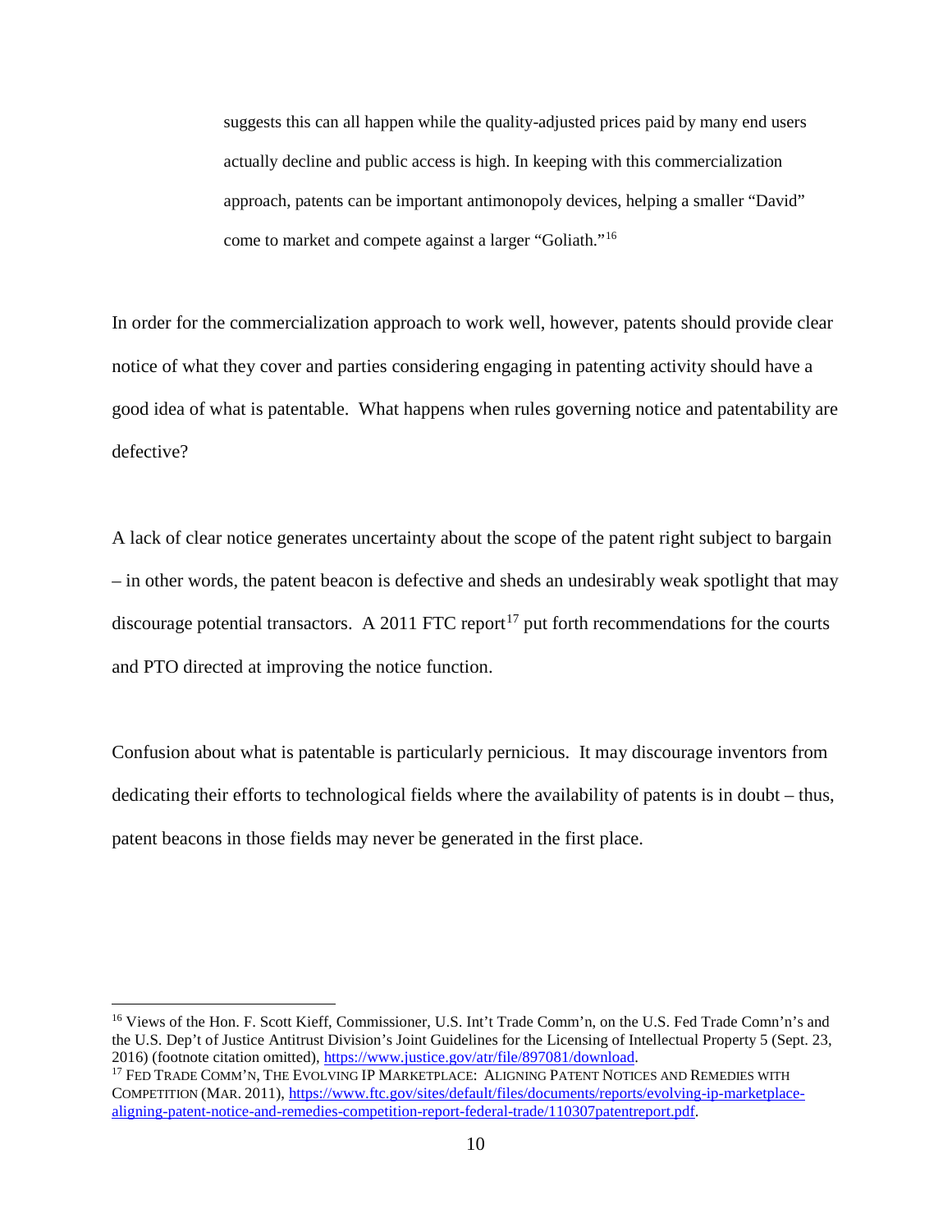> suggests this can all happen while the quality-adjusted prices paid by many end users actually decline and public access is high. In keeping with this commercialization approach, patents can be important antimonopoly devices, helping a smaller "David" come to market and compete against a larger "Goliath."[16]

In order for the commercialization approach to work well, however, patents should provide clear notice of what they cover and parties considering engaging in patenting activity should have a good idea of what is patentable. What happens when rules governing notice and patentability are defective?

A lack of clear notice generates uncertainty about the scope of the patent right subject to bargain – in other words, the patent beacon is defective and sheds an undesirably weak spotlight that may discourage potential transactors. A 2011 FTC report[17] put forth recommendations for the courts and PTO directed at improving the notice function.

Confusion about what is patentable is particularly pernicious. It may discourage inventors from dedicating their efforts to technological fields where the availability of patents is in doubt – thus, patent beacons in those fields may never be generated in the first place.

---

[16] Views of the Hon. F. Scott Kieff, Commissioner, U.S. Int't Trade Comm'n, on the U.S. Fed Trade Comn'n's and the U.S. Dep't of Justice Antitrust Division's Joint Guidelines for the Licensing of Intellectual Property 5 (Sept. 23, 2016) (footnote citation omitted), https://www.justice.gov/atr/file/897081/download.

[17] FED TRADE COMM'N, THE EVOLVING IP MARKETPLACE: ALIGNING PATENT NOTICES AND REMEDIES WITH COMPETITION (MAR. 2011), https://www.ftc.gov/sites/default/files/documents/reports/evolving-ip-marketplace-aligning-patent-notice-and-remedies-competition-report-federal-trade/110307patentreport.pdf.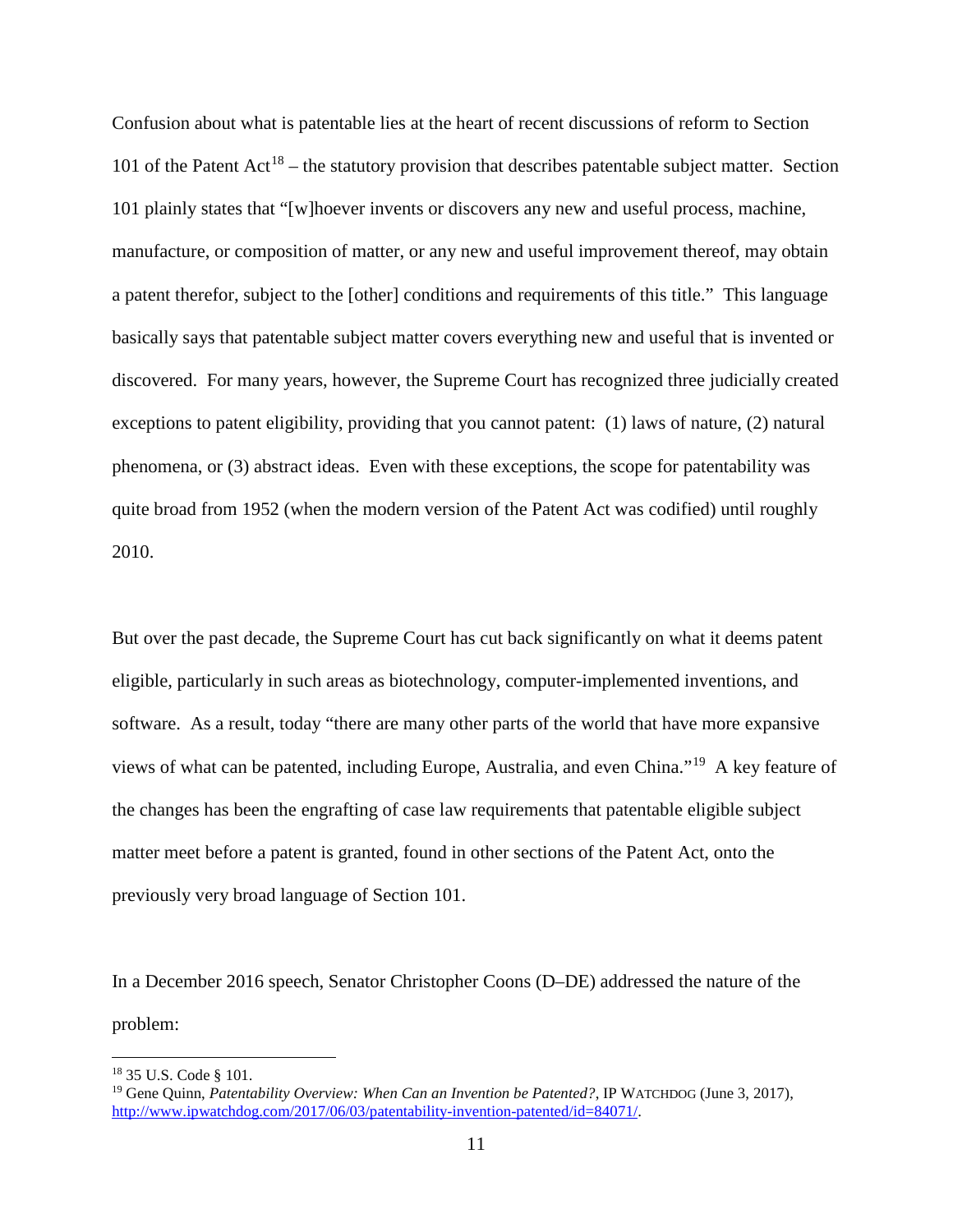Confusion about what is patentable lies at the heart of recent discussions of reform to Section 101 of the Patent Act[18] – the statutory provision that describes patentable subject matter. Section 101 plainly states that "[w]hoever invents or discovers any new and useful process, machine, manufacture, or composition of matter, or any new and useful improvement thereof, may obtain a patent therefor, subject to the [other] conditions and requirements of this title." This language basically says that patentable subject matter covers everything new and useful that is invented or discovered. For many years, however, the Supreme Court has recognized three judicially created exceptions to patent eligibility, providing that you cannot patent: (1) laws of nature, (2) natural phenomena, or (3) abstract ideas. Even with these exceptions, the scope for patentability was quite broad from 1952 (when the modern version of the Patent Act was codified) until roughly 2010.

But over the past decade, the Supreme Court has cut back significantly on what it deems patent eligible, particularly in such areas as biotechnology, computer-implemented inventions, and software. As a result, today "there are many other parts of the world that have more expansive views of what can be patented, including Europe, Australia, and even China."[19] A key feature of the changes has been the engrafting of case law requirements that patentable eligible subject matter meet before a patent is granted, found in other sections of the Patent Act, onto the previously very broad language of Section 101.

In a December 2016 speech, Senator Christopher Coons (D–DE) addressed the nature of the problem:

---

[18] 35 U.S. Code § 101.

[19] Gene Quinn, *Patentability Overview: When Can an Invention be Patented?*, IP WATCHDOG (June 3, 2017), http://www.ipwatchdog.com/2017/06/03/patentability-invention-patented/id=84071/.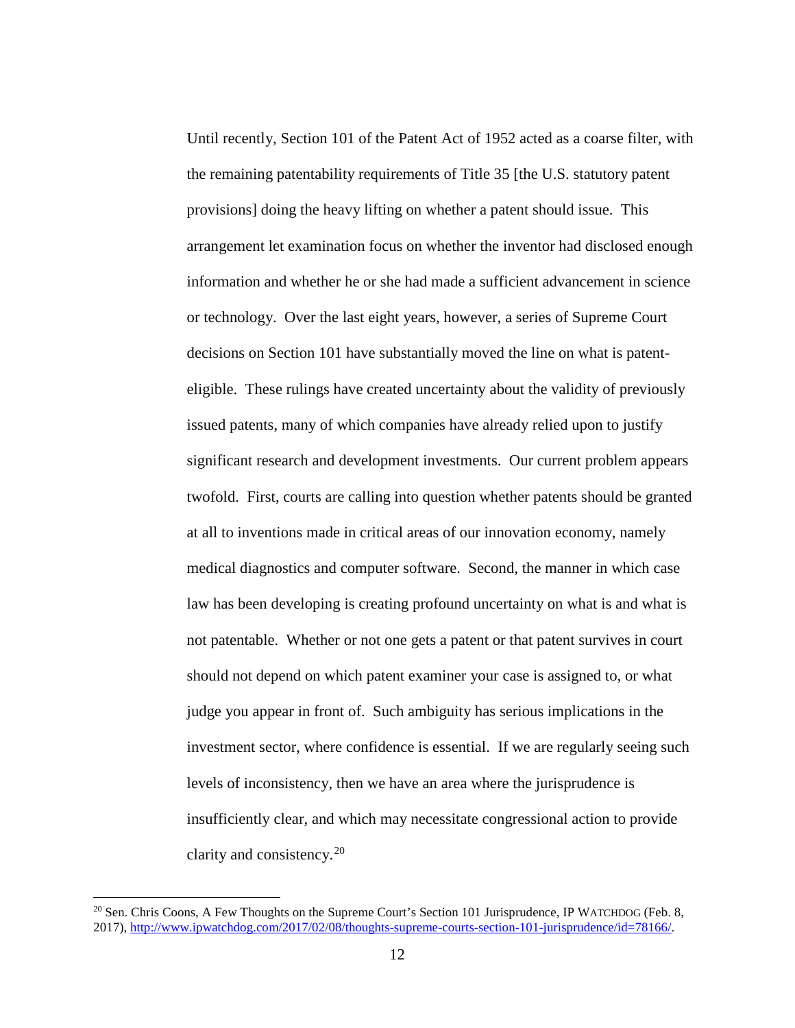> Until recently, Section 101 of the Patent Act of 1952 acted as a coarse filter, with the remaining patentability requirements of Title 35 [the U.S. statutory patent provisions] doing the heavy lifting on whether a patent should issue. This arrangement let examination focus on whether the inventor had disclosed enough information and whether he or she had made a sufficient advancement in science or technology. Over the last eight years, however, a series of Supreme Court decisions on Section 101 have substantially moved the line on what is patent-eligible. These rulings have created uncertainty about the validity of previously issued patents, many of which companies have already relied upon to justify significant research and development investments. Our current problem appears twofold. First, courts are calling into question whether patents should be granted at all to inventions made in critical areas of our innovation economy, namely medical diagnostics and computer software. Second, the manner in which case law has been developing is creating profound uncertainty on what is and what is not patentable. Whether or not one gets a patent or that patent survives in court should not depend on which patent examiner your case is assigned to, or what judge you appear in front of. Such ambiguity has serious implications in the investment sector, where confidence is essential. If we are regularly seeing such levels of inconsistency, then we have an area where the jurisprudence is insufficiently clear, and which may necessitate congressional action to provide clarity and consistency.[20]

---

[20] Sen. Chris Coons, A Few Thoughts on the Supreme Court's Section 101 Jurisprudence, IP WATCHDOG (Feb. 8, 2017), http://www.ipwatchdog.com/2017/02/08/thoughts-supreme-courts-section-101-jurisprudence/id=78166/.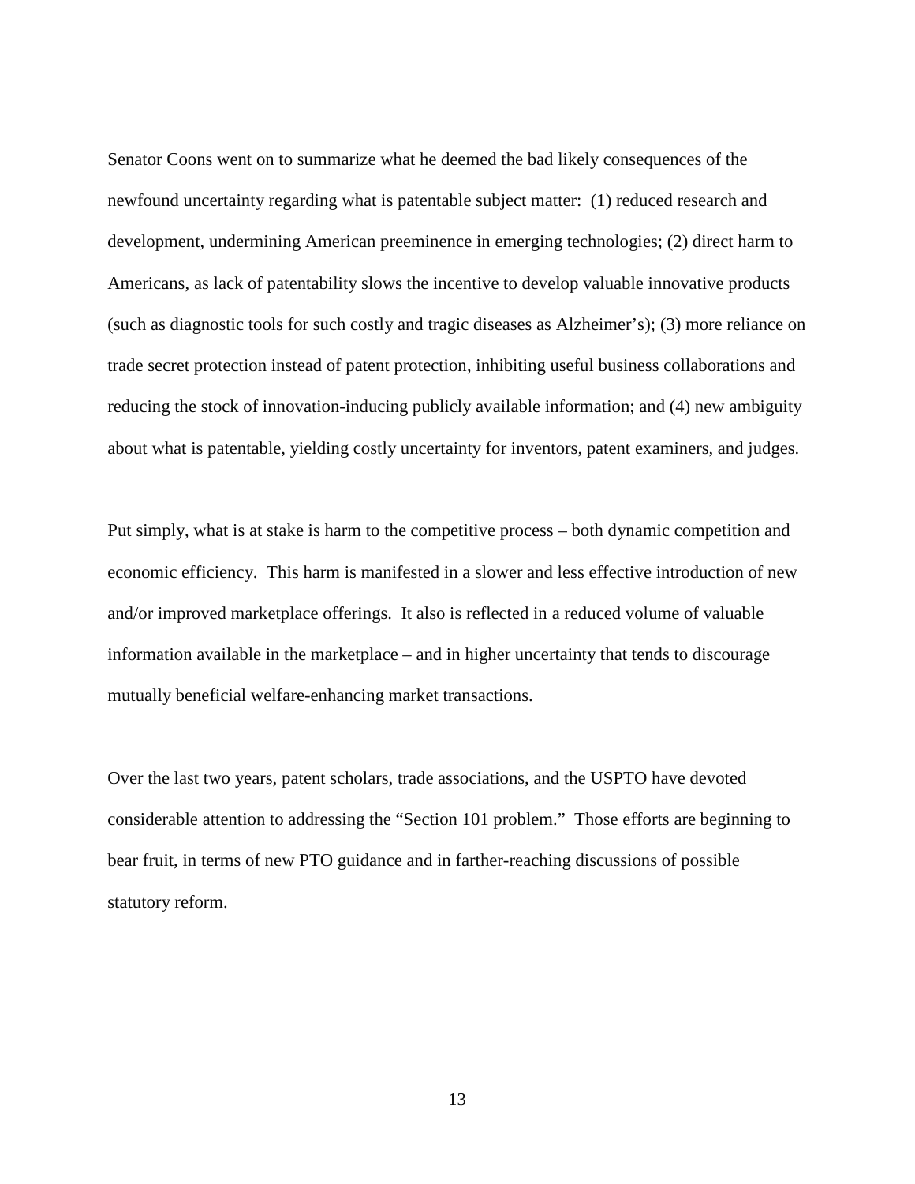Senator Coons went on to summarize what he deemed the bad likely consequences of the newfound uncertainty regarding what is patentable subject matter: (1) reduced research and development, undermining American preeminence in emerging technologies; (2) direct harm to Americans, as lack of patentability slows the incentive to develop valuable innovative products (such as diagnostic tools for such costly and tragic diseases as Alzheimer's); (3) more reliance on trade secret protection instead of patent protection, inhibiting useful business collaborations and reducing the stock of innovation-inducing publicly available information; and (4) new ambiguity about what is patentable, yielding costly uncertainty for inventors, patent examiners, and judges.

Put simply, what is at stake is harm to the competitive process – both dynamic competition and economic efficiency. This harm is manifested in a slower and less effective introduction of new and/or improved marketplace offerings. It also is reflected in a reduced volume of valuable information available in the marketplace – and in higher uncertainty that tends to discourage mutually beneficial welfare-enhancing market transactions.

Over the last two years, patent scholars, trade associations, and the USPTO have devoted considerable attention to addressing the "Section 101 problem." Those efforts are beginning to bear fruit, in terms of new PTO guidance and in farther-reaching discussions of possible statutory reform.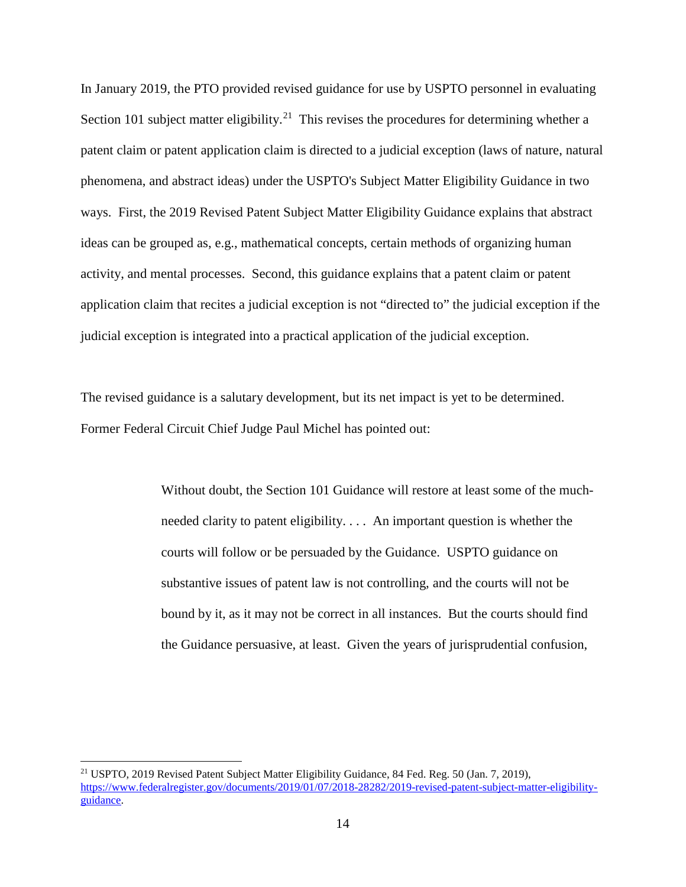In January 2019, the PTO provided revised guidance for use by USPTO personnel in evaluating Section 101 subject matter eligibility.[21] This revises the procedures for determining whether a patent claim or patent application claim is directed to a judicial exception (laws of nature, natural phenomena, and abstract ideas) under the USPTO's Subject Matter Eligibility Guidance in two ways. First, the 2019 Revised Patent Subject Matter Eligibility Guidance explains that abstract ideas can be grouped as, e.g., mathematical concepts, certain methods of organizing human activity, and mental processes. Second, this guidance explains that a patent claim or patent application claim that recites a judicial exception is not "directed to" the judicial exception if the judicial exception is integrated into a practical application of the judicial exception.

The revised guidance is a salutary development, but its net impact is yet to be determined. Former Federal Circuit Chief Judge Paul Michel has pointed out:

> Without doubt, the Section 101 Guidance will restore at least some of the much-needed clarity to patent eligibility. . . . An important question is whether the courts will follow or be persuaded by the Guidance. USPTO guidance on substantive issues of patent law is not controlling, and the courts will not be bound by it, as it may not be correct in all instances. But the courts should find the Guidance persuasive, at least. Given the years of jurisprudential confusion,

---

[21] USPTO, 2019 Revised Patent Subject Matter Eligibility Guidance, 84 Fed. Reg. 50 (Jan. 7, 2019), https://www.federalregister.gov/documents/2019/01/07/2018-28282/2019-revised-patent-subject-matter-eligibility-guidance.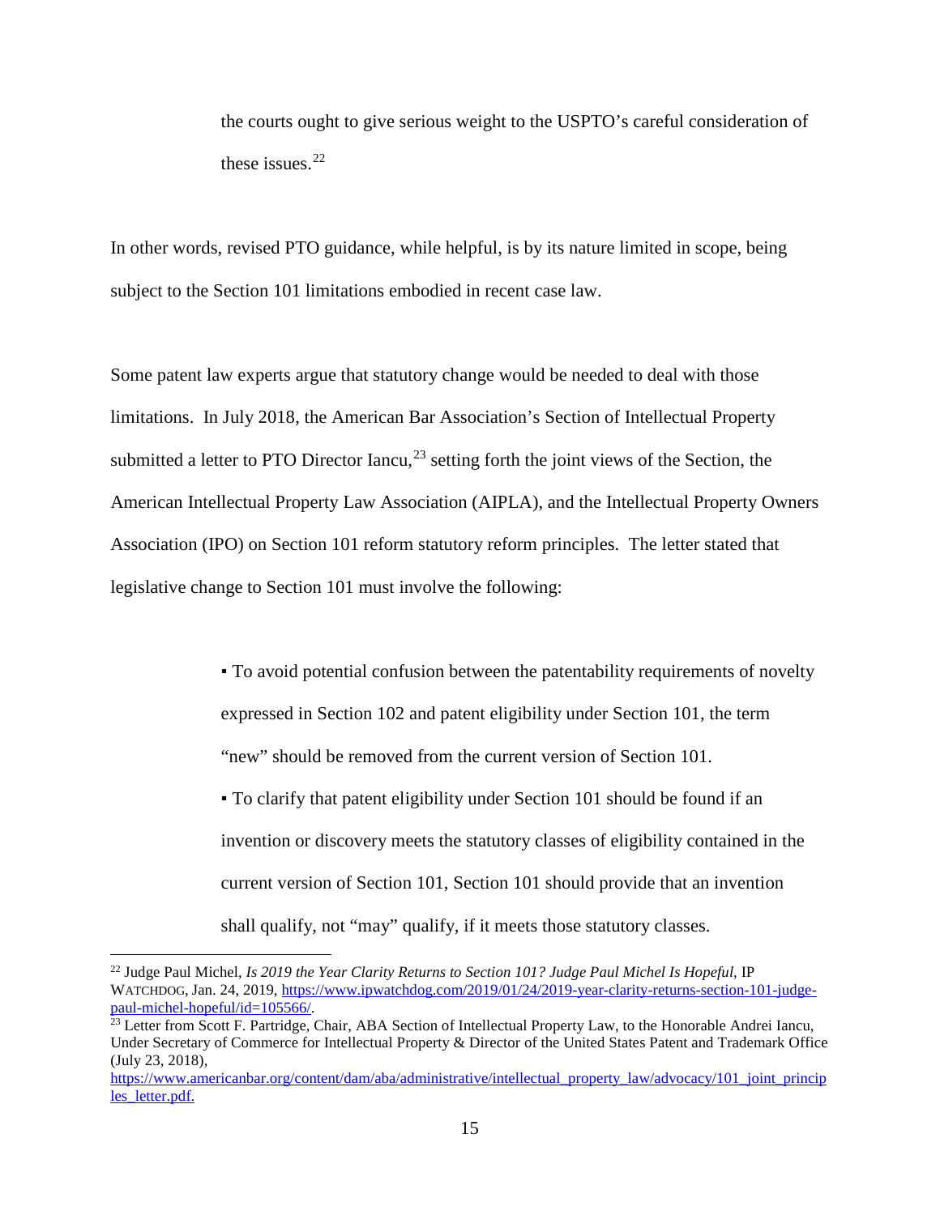> the courts ought to give serious weight to the USPTO's careful consideration of these issues.[22]

In other words, revised PTO guidance, while helpful, is by its nature limited in scope, being subject to the Section 101 limitations embodied in recent case law.

Some patent law experts argue that statutory change would be needed to deal with those limitations. In July 2018, the American Bar Association's Section of Intellectual Property submitted a letter to PTO Director Iancu,[23] setting forth the joint views of the Section, the American Intellectual Property Law Association (AIPLA), and the Intellectual Property Owners Association (IPO) on Section 101 reform statutory reform principles. The letter stated that legislative change to Section 101 must involve the following:

> ▪ To avoid potential confusion between the patentability requirements of novelty expressed in Section 102 and patent eligibility under Section 101, the term "new" should be removed from the current version of Section 101.
>
> ▪ To clarify that patent eligibility under Section 101 should be found if an invention or discovery meets the statutory classes of eligibility contained in the current version of Section 101, Section 101 should provide that an invention shall qualify, not "may" qualify, if it meets those statutory classes.

---

[22] Judge Paul Michel, *Is 2019 the Year Clarity Returns to Section 101? Judge Paul Michel Is Hopeful*, IP WATCHDOG, Jan. 24, 2019, https://www.ipwatchdog.com/2019/01/24/2019-year-clarity-returns-section-101-judge-paul-michel-hopeful/id=105566/.

[23] Letter from Scott F. Partridge, Chair, ABA Section of Intellectual Property Law, to the Honorable Andrei Iancu, Under Secretary of Commerce for Intellectual Property & Director of the United States Patent and Trademark Office (July 23, 2018), https://www.americanbar.org/content/dam/aba/administrative/intellectual_property_law/advocacy/101_joint_principles_letter.pdf.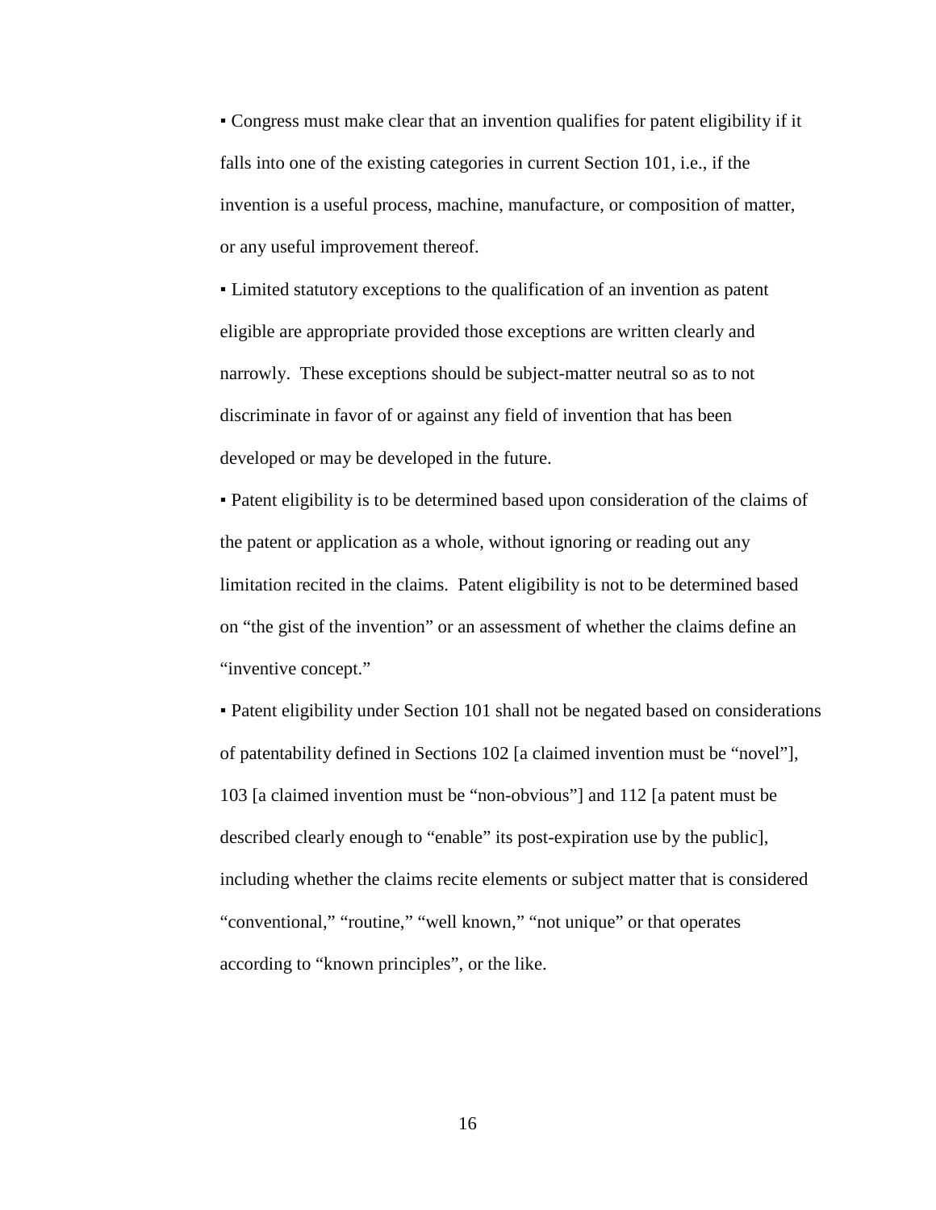▪ Congress must make clear that an invention qualifies for patent eligibility if it falls into one of the existing categories in current Section 101, i.e., if the invention is a useful process, machine, manufacture, or composition of matter, or any useful improvement thereof.

▪ Limited statutory exceptions to the qualification of an invention as patent eligible are appropriate provided those exceptions are written clearly and narrowly. These exceptions should be subject-matter neutral so as to not discriminate in favor of or against any field of invention that has been developed or may be developed in the future.

▪ Patent eligibility is to be determined based upon consideration of the claims of the patent or application as a whole, without ignoring or reading out any limitation recited in the claims. Patent eligibility is not to be determined based on "the gist of the invention" or an assessment of whether the claims define an "inventive concept."

▪ Patent eligibility under Section 101 shall not be negated based on considerations of patentability defined in Sections 102 [a claimed invention must be "novel"], 103 [a claimed invention must be "non-obvious"] and 112 [a patent must be described clearly enough to "enable" its post-expiration use by the public], including whether the claims recite elements or subject matter that is considered "conventional," "routine," "well known," "not unique" or that operates according to "known principles", or the like.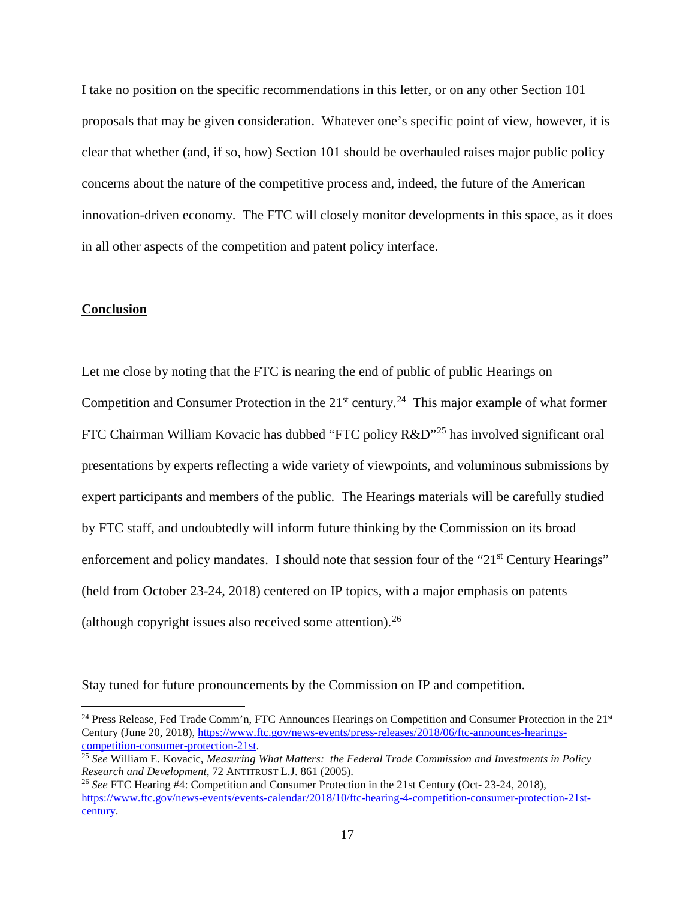I take no position on the specific recommendations in this letter, or on any other Section 101 proposals that may be given consideration. Whatever one's specific point of view, however, it is clear that whether (and, if so, how) Section 101 should be overhauled raises major public policy concerns about the nature of the competitive process and, indeed, the future of the American innovation-driven economy. The FTC will closely monitor developments in this space, as it does in all other aspects of the competition and patent policy interface.

## Conclusion

Let me close by noting that the FTC is nearing the end of public of public Hearings on Competition and Consumer Protection in the 21st century.[24] This major example of what former FTC Chairman William Kovacic has dubbed "FTC policy R&D"[25] has involved significant oral presentations by experts reflecting a wide variety of viewpoints, and voluminous submissions by expert participants and members of the public. The Hearings materials will be carefully studied by FTC staff, and undoubtedly will inform future thinking by the Commission on its broad enforcement and policy mandates. I should note that session four of the "21st Century Hearings" (held from October 23-24, 2018) centered on IP topics, with a major emphasis on patents (although copyright issues also received some attention).[26]

Stay tuned for future pronouncements by the Commission on IP and competition.

---

[24] Press Release, Fed Trade Comm'n, FTC Announces Hearings on Competition and Consumer Protection in the 21st Century (June 20, 2018), https://www.ftc.gov/news-events/press-releases/2018/06/ftc-announces-hearings-competition-consumer-protection-21st.

[25] *See* William E. Kovacic, *Measuring What Matters: the Federal Trade Commission and Investments in Policy Research and Development*, 72 ANTITRUST L.J. 861 (2005).

[26] *See* FTC Hearing #4: Competition and Consumer Protection in the 21st Century (Oct- 23-24, 2018), https://www.ftc.gov/news-events/events-calendar/2018/10/ftc-hearing-4-competition-consumer-protection-21st-century.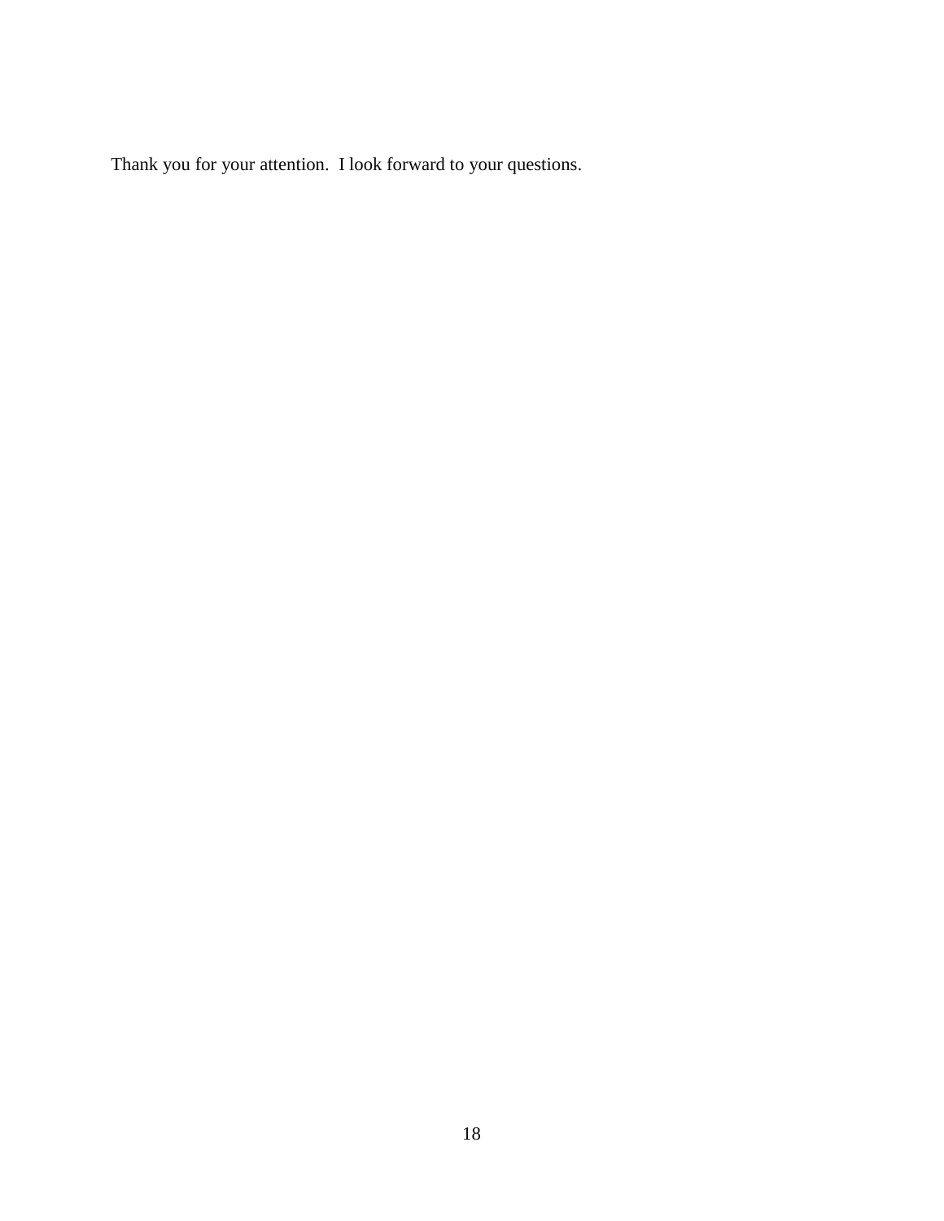Thank you for your attention.  I look forward to your questions.